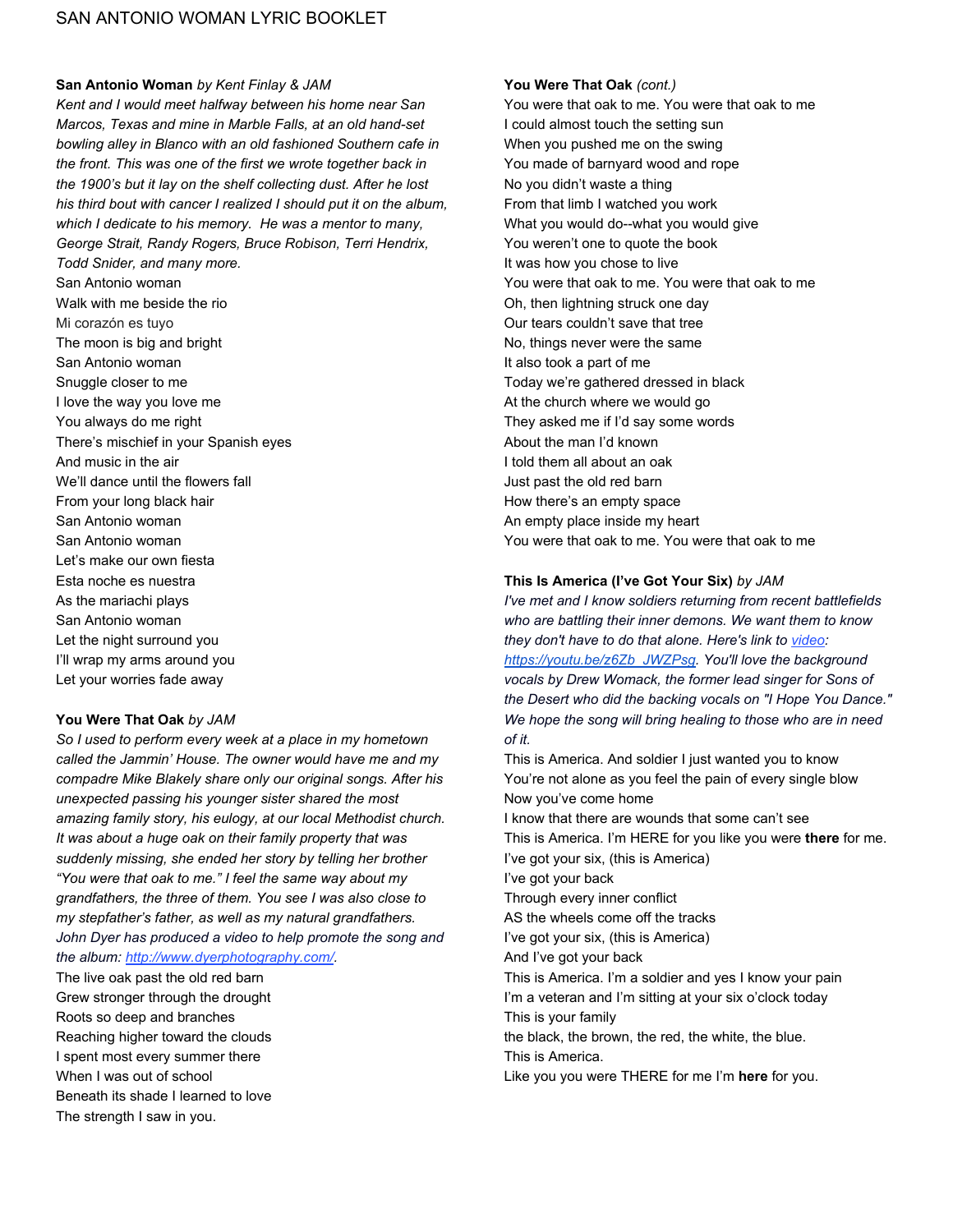# SAN ANTONIO WOMAN LYRIC BOOKLET

**San Antonio Woman** *by Kent Finlay & JAM*

*Kent and I would meet halfway between his home near San Marcos, Texas and mine in Marble Falls, at an old hand-set bowling alley in Blanco with an old fashioned Southern cafe in the front. This was one of the first we wrote together back in the 1900's but it lay on the shelf collecting dust. After he lost his third bout with cancer I realized I should put it on the album, which I dedicate to his memory. He was a mentor to many, George Strait, Randy Rogers, Bruce Robison, Terri Hendrix, Todd Snider, and many more.*

San Antonio woman
Walk with me beside the rio
Mi corazón es tuyo
The moon is big and bright
San Antonio woman
Snuggle closer to me
I love the way you love me
You always do me right
There's mischief in your Spanish eyes
And music in the air
We'll dance until the flowers fall
From your long black hair
San Antonio woman
San Antonio woman
Let's make our own fiesta
Esta noche es nuestra
As the mariachi plays
San Antonio woman
Let the night surround you
I'll wrap my arms around you
Let your worries fade away

**You Were That Oak** *by JAM*

*So I used to perform every week at a place in my hometown called the Jammin' House. The owner would have me and my compadre Mike Blakely share only our original songs. After his unexpected passing his younger sister shared the most amazing family story, his eulogy, at our local Methodist church. It was about a huge oak on their family property that was suddenly missing, she ended her story by telling her brother "You were that oak to me." I feel the same way about my grandfathers, the three of them. You see I was also close to my stepfather's father, as well as my natural grandfathers. John Dyer has produced a video to help promote the song and the album: [http://www.dyerphotography.com/](http://www.dyerphotography.com/).*

The live oak past the old red barn
Grew stronger through the drought
Roots so deep and branches
Reaching higher toward the clouds
I spent most every summer there
When I was out of school
Beneath its shade I learned to love
The strength I saw in you.

**You Were That Oak** *(cont.)*

You were that oak to me. You were that oak to me
I could almost touch the setting sun
When you pushed me on the swing
You made of barnyard wood and rope
No you didn't waste a thing
From that limb I watched you work
What you would do--what you would give
You weren't one to quote the book
It was how you chose to live
You were that oak to me. You were that oak to me
Oh, then lightning struck one day
Our tears couldn't save that tree
No, things never were the same
It also took a part of me
Today we're gathered dressed in black
At the church where we would go
They asked me if I'd say some words
About the man I'd known
I told them all about an oak
Just past the old red barn
How there's an empty space
An empty place inside my heart
You were that oak to me. You were that oak to me

**This Is America (I've Got Your Six)** *by JAM*

*I've met and I know soldiers returning from recent battlefields who are battling their inner demons. We want them to know they don't have to do that alone. Here's link to [video](https://youtu.be/z6Zb_JWZPsg): [https://youtu.be/z6Zb_JWZPsg](https://youtu.be/z6Zb_JWZPsg). You'll love the background vocals by Drew Womack, the former lead singer for Sons of the Desert who did the backing vocals on "I Hope You Dance." We hope the song will bring healing to those who are in need of it.*

This is America. And soldier I just wanted you to know
You're not alone as you feel the pain of every single blow
Now you've come home
I know that there are wounds that some can't see
This is America. I'm HERE for you like you were **there** for me.
I've got your six, (this is America)
I've got your back
Through every inner conflict
AS the wheels come off the tracks
I've got your six, (this is America)
And I've got your back
This is America. I'm a soldier and yes I know your pain
I'm a veteran and I'm sitting at your six o'clock today
This is your family
the black, the brown, the red, the white, the blue.
This is America.
Like you you were THERE for me I'm **here** for you.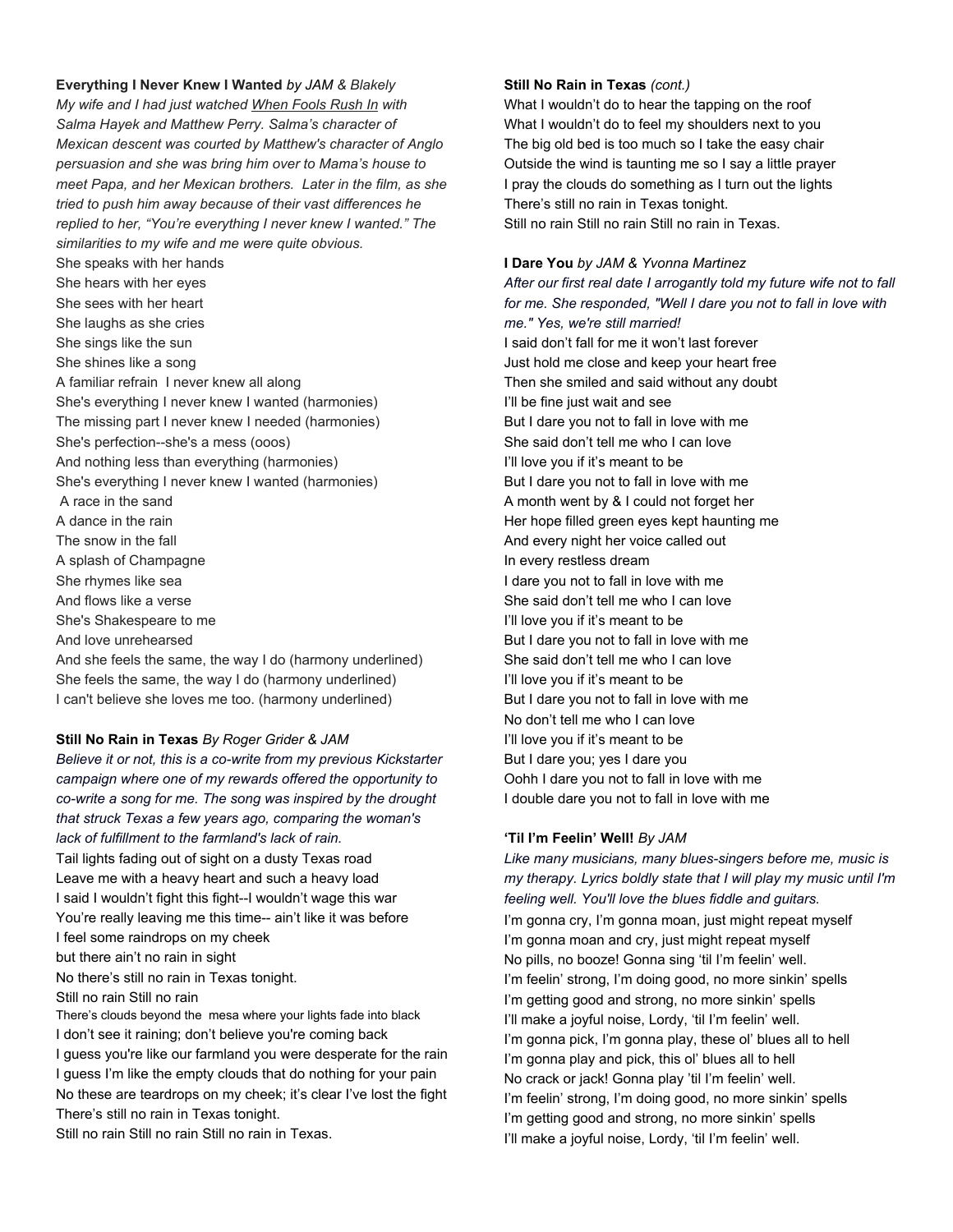**Everything I Never Knew I Wanted** *by JAM & Blakely*

*My wife and I had just watched When Fools Rush In with Salma Hayek and Matthew Perry. Salma's character of Mexican descent was courted by Matthew's character of Anglo persuasion and she was bring him over to Mama's house to meet Papa, and her Mexican brothers. Later in the film, as she tried to push him away because of their vast differences he replied to her, "You're everything I never knew I wanted." The similarities to my wife and me were quite obvious.*

She speaks with her hands
She hears with her eyes
She sees with her heart
She laughs as she cries
She sings like the sun
She shines like a song
A familiar refrain I never knew all along
She's everything I never knew I wanted (harmonies)
The missing part I never knew I needed (harmonies)
She's perfection--she's a mess (ooos)
And nothing less than everything (harmonies)
She's everything I never knew I wanted (harmonies)
A race in the sand
A dance in the rain
The snow in the fall
A splash of Champagne
She rhymes like sea
And flows like a verse
She's Shakespeare to me
And love unrehearsed
And she feels the same, the way I do (harmony underlined)
She feels the same, the way I do (harmony underlined)
I can't believe she loves me too. (harmony underlined)

**Still No Rain in Texas** *By Roger Grider & JAM*

*Believe it or not, this is a co-write from my previous Kickstarter campaign where one of my rewards offered the opportunity to co-write a song for me. The song was inspired by the drought that struck Texas a few years ago, comparing the woman's lack of fulfillment to the farmland's lack of rain.*

Tail lights fading out of sight on a dusty Texas road
Leave me with a heavy heart and such a heavy load
I said I wouldn't fight this fight--I wouldn't wage this war
You're really leaving me this time-- ain't like it was before
I feel some raindrops on my cheek
but there ain't no rain in sight
No there's still no rain in Texas tonight.
Still no rain Still no rain
There's clouds beyond the mesa where your lights fade into black
I don't see it raining; don't believe you're coming back
I guess you're like our farmland you were desperate for the rain
I guess I'm like the empty clouds that do nothing for your pain
No these are teardrops on my cheek; it's clear I've lost the fight
There's still no rain in Texas tonight.
Still no rain Still no rain Still no rain in Texas.

**Still No Rain in Texas** *(cont.)*

What I wouldn't do to hear the tapping on the roof
What I wouldn't do to feel my shoulders next to you
The big old bed is too much so I take the easy chair
Outside the wind is taunting me so I say a little prayer
I pray the clouds do something as I turn out the lights
There's still no rain in Texas tonight.
Still no rain Still no rain Still no rain in Texas.

**I Dare You** *by JAM & Yvonna Martinez*

*After our first real date I arrogantly told my future wife not to fall for me. She responded, "Well I dare you not to fall in love with me." Yes, we're still married!*

I said don't fall for me it won't last forever
Just hold me close and keep your heart free
Then she smiled and said without any doubt
I'll be fine just wait and see
But I dare you not to fall in love with me
She said don't tell me who I can love
I'll love you if it's meant to be
But I dare you not to fall in love with me
A month went by & I could not forget her
Her hope filled green eyes kept haunting me
And every night her voice called out
In every restless dream
I dare you not to fall in love with me
She said don't tell me who I can love
I'll love you if it's meant to be
But I dare you not to fall in love with me
She said don't tell me who I can love
I'll love you if it's meant to be
But I dare you not to fall in love with me
No don't tell me who I can love
I'll love you if it's meant to be
But I dare you; yes I dare you
Oohh I dare you not to fall in love with me
I double dare you not to fall in love with me

**'Til I'm Feelin' Well!** *By JAM*

*Like many musicians, many blues-singers before me, music is my therapy. Lyrics boldly state that I will play my music until I'm feeling well. You'll love the blues fiddle and guitars.*

I'm gonna cry, I'm gonna moan, just might repeat myself
I'm gonna moan and cry, just might repeat myself
No pills, no booze! Gonna sing 'til I'm feelin' well.
I'm feelin' strong, I'm doing good, no more sinkin' spells
I'm getting good and strong, no more sinkin' spells
I'll make a joyful noise, Lordy, 'til I'm feelin' well.
I'm gonna pick, I'm gonna play, these ol' blues all to hell
I'm gonna play and pick, this ol' blues all to hell
No crack or jack! Gonna play 'til I'm feelin' well.
I'm feelin' strong, I'm doing good, no more sinkin' spells
I'm getting good and strong, no more sinkin' spells
I'll make a joyful noise, Lordy, 'til I'm feelin' well.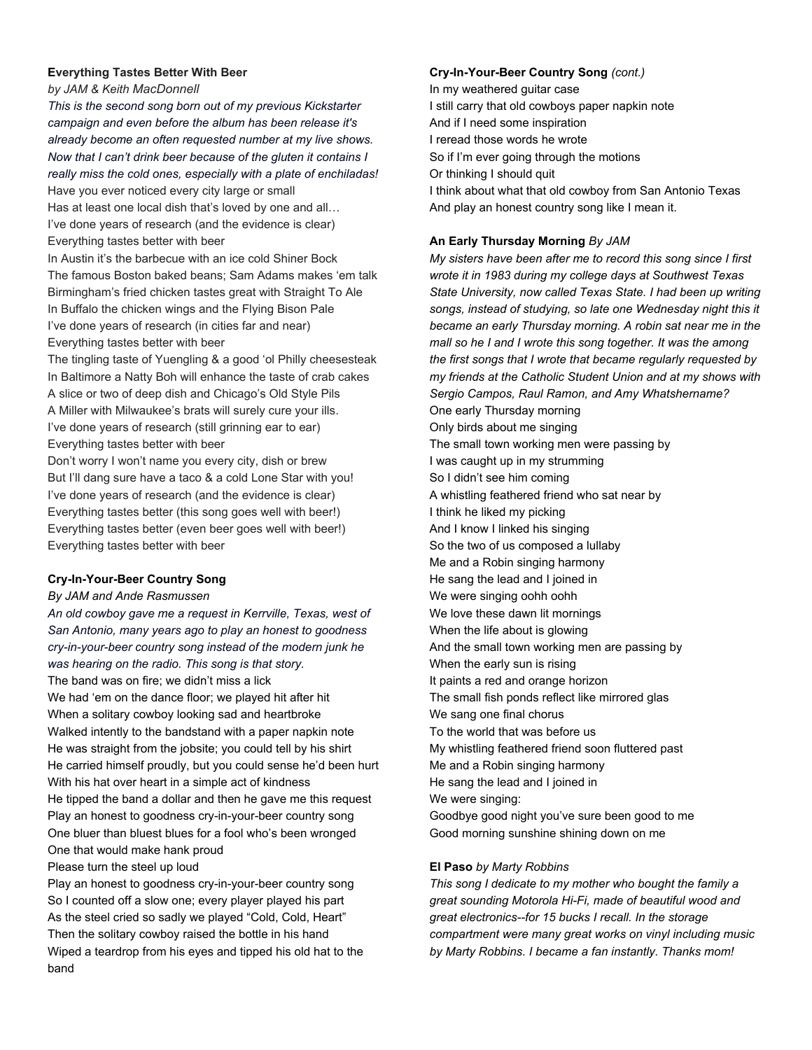**Everything Tastes Better With Beer**

*by JAM & Keith MacDonnell*

*This is the second song born out of my previous Kickstarter campaign and even before the album has been release it's already become an often requested number at my live shows. Now that I can't drink beer because of the gluten it contains I really miss the cold ones, especially with a plate of enchiladas!*

Have you ever noticed every city large or small
Has at least one local dish that's loved by one and all…
I've done years of research (and the evidence is clear)
Everything tastes better with beer
In Austin it's the barbecue with an ice cold Shiner Bock
The famous Boston baked beans; Sam Adams makes 'em talk
Birmingham's fried chicken tastes great with Straight To Ale
In Buffalo the chicken wings and the Flying Bison Pale
I've done years of research (in cities far and near)
Everything tastes better with beer
The tingling taste of Yuengling & a good 'ol Philly cheesesteak
In Baltimore a Natty Boh will enhance the taste of crab cakes
A slice or two of deep dish and Chicago's Old Style Pils
A Miller with Milwaukee's brats will surely cure your ills.
I've done years of research (still grinning ear to ear)
Everything tastes better with beer
Don't worry I won't name you every city, dish or brew
But I'll dang sure have a taco & a cold Lone Star with you!
I've done years of research (and the evidence is clear)
Everything tastes better (this song goes well with beer!)
Everything tastes better (even beer goes well with beer!)
Everything tastes better with beer

**Cry-In-Your-Beer Country Song**

*By JAM and Ande Rasmussen*

*An old cowboy gave me a request in Kerrville, Texas, west of San Antonio, many years ago to play an honest to goodness cry-in-your-beer country song instead of the modern junk he was hearing on the radio. This song is that story.*

The band was on fire; we didn't miss a lick
We had 'em on the dance floor; we played hit after hit
When a solitary cowboy looking sad and heartbroke
Walked intently to the bandstand with a paper napkin note
He was straight from the jobsite; you could tell by his shirt
He carried himself proudly, but you could sense he'd been hurt
With his hat over heart in a simple act of kindness
He tipped the band a dollar and then he gave me this request
Play an honest to goodness cry-in-your-beer country song
One bluer than bluest blues for a fool who's been wronged
One that would make hank proud
Please turn the steel up loud
Play an honest to goodness cry-in-your-beer country song
So I counted off a slow one; every player played his part
As the steel cried so sadly we played "Cold, Cold, Heart"
Then the solitary cowboy raised the bottle in his hand
Wiped a teardrop from his eyes and tipped his old hat to the band

**Cry-In-Your-Beer Country Song** *(cont.)*

In my weathered guitar case
I still carry that old cowboys paper napkin note
And if I need some inspiration
I reread those words he wrote
So if I'm ever going through the motions
Or thinking I should quit
I think about what that old cowboy from San Antonio Texas
And play an honest country song like I mean it.

**An Early Thursday Morning** *By JAM*

*My sisters have been after me to record this song since I first wrote it in 1983 during my college days at Southwest Texas State University, now called Texas State. I had been up writing songs, instead of studying, so late one Wednesday night this it became an early Thursday morning. A robin sat near me in the mall so he I and I wrote this song together. It was the among the first songs that I wrote that became regularly requested by my friends at the Catholic Student Union and at my shows with Sergio Campos, Raul Ramon, and Amy Whatshername?*

One early Thursday morning
Only birds about me singing
The small town working men were passing by
I was caught up in my strumming
So I didn't see him coming
A whistling feathered friend who sat near by
I think he liked my picking
And I know I linked his singing
So the two of us composed a lullaby
Me and a Robin singing harmony
He sang the lead and I joined in
We were singing oohh oohh
We love these dawn lit mornings
When the life about is glowing
And the small town working men are passing by
When the early sun is rising
It paints a red and orange horizon
The small fish ponds reflect like mirrored glas
We sang one final chorus
To the world that was before us
My whistling feathered friend soon fluttered past
Me and a Robin singing harmony
He sang the lead and I joined in
We were singing:
Goodbye good night you've sure been good to me
Good morning sunshine shining down on me

**El Paso** *by Marty Robbins*

*This song I dedicate to my mother who bought the family a great sounding Motorola Hi-Fi, made of beautiful wood and great electronics--for 15 bucks I recall. In the storage compartment were many great works on vinyl including music by Marty Robbins. I became a fan instantly. Thanks mom!*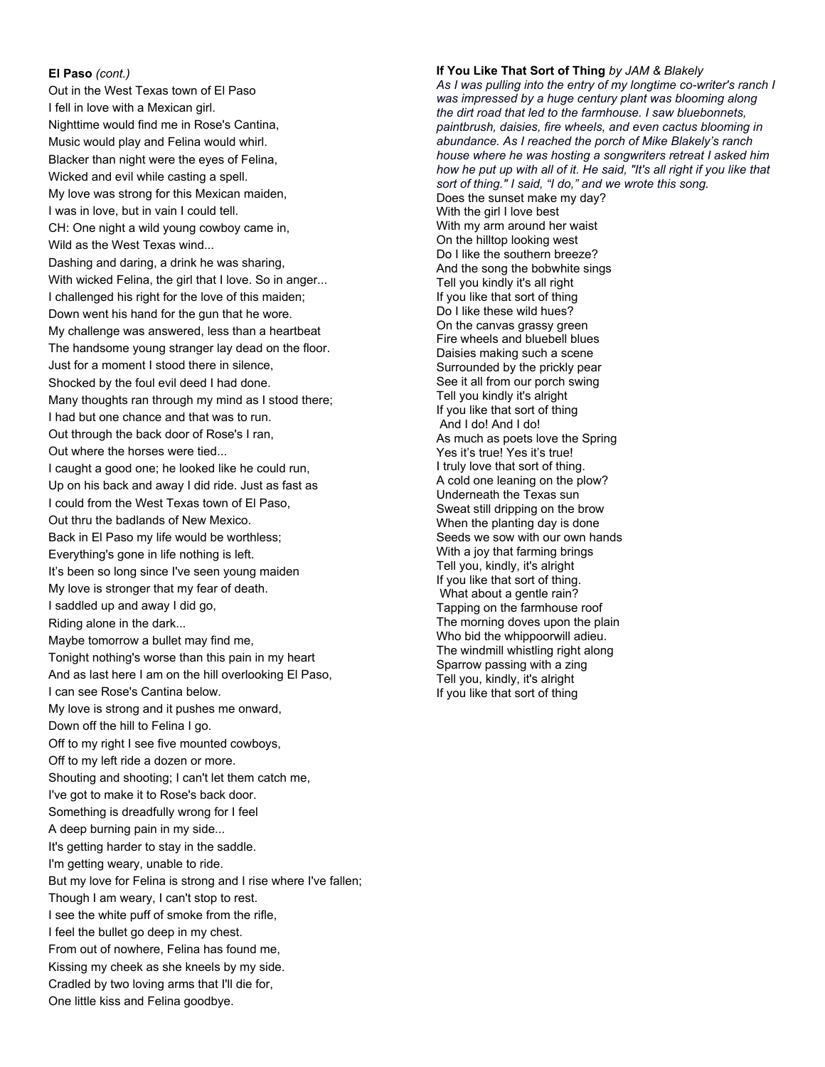**El Paso** *(cont.)*

Out in the West Texas town of El Paso
I fell in love with a Mexican girl.
Nighttime would find me in Rose's Cantina,
Music would play and Felina would whirl.
Blacker than night were the eyes of Felina,
Wicked and evil while casting a spell.
My love was strong for this Mexican maiden,
I was in love, but in vain I could tell.
CH: One night a wild young cowboy came in,
Wild as the West Texas wind...
Dashing and daring, a drink he was sharing,
With wicked Felina, the girl that I love. So in anger...
I challenged his right for the love of this maiden;
Down went his hand for the gun that he wore.
My challenge was answered, less than a heartbeat
The handsome young stranger lay dead on the floor.
Just for a moment I stood there in silence,
Shocked by the foul evil deed I had done.
Many thoughts ran through my mind as I stood there;
I had but one chance and that was to run.
Out through the back door of Rose's I ran,
Out where the horses were tied...
I caught a good one; he looked like he could run,
Up on his back and away I did ride. Just as fast as
I could from the West Texas town of El Paso,
Out thru the badlands of New Mexico.
Back in El Paso my life would be worthless;
Everything's gone in life nothing is left.
It's been so long since I've seen young maiden
My love is stronger that my fear of death.
I saddled up and away I did go,
Riding alone in the dark...
Maybe tomorrow a bullet may find me,
Tonight nothing's worse than this pain in my heart
And as last here I am on the hill overlooking El Paso,
I can see Rose's Cantina below.
My love is strong and it pushes me onward,
Down off the hill to Felina I go.
Off to my right I see five mounted cowboys,
Off to my left ride a dozen or more.
Shouting and shooting; I can't let them catch me,
I've got to make it to Rose's back door.
Something is dreadfully wrong for I feel
A deep burning pain in my side...
It's getting harder to stay in the saddle.
I'm getting weary, unable to ride.
But my love for Felina is strong and I rise where I've fallen;
Though I am weary, I can't stop to rest.
I see the white puff of smoke from the rifle,
I feel the bullet go deep in my chest.
From out of nowhere, Felina has found me,
Kissing my cheek as she kneels by my side.
Cradled by two loving arms that I'll die for,
One little kiss and Felina goodbye.

**If You Like That Sort of Thing** *by JAM & Blakely*

*As I was pulling into the entry of my longtime co-writer's ranch I was impressed by a huge century plant was blooming along the dirt road that led to the farmhouse. I saw bluebonnets, paintbrush, daisies, fire wheels, and even cactus blooming in abundance. As I reached the porch of Mike Blakely's ranch house where he was hosting a songwriters retreat I asked him how he put up with all of it. He said, "It's all right if you like that sort of thing." I said, "I do," and we wrote this song.*

Does the sunset make my day?
With the girl I love best
With my arm around her waist
On the hilltop looking west
Do I like the southern breeze?
And the song the bobwhite sings
Tell you kindly it's all right
If you like that sort of thing
Do I like these wild hues?
On the canvas grassy green
Fire wheels and bluebell blues
Daisies making such a scene
Surrounded by the prickly pear
See it all from our porch swing
Tell you kindly it's alright
If you like that sort of thing
And I do! And I do!
As much as poets love the Spring
Yes it's true! Yes it's true!
I truly love that sort of thing.
A cold one leaning on the plow?
Underneath the Texas sun
Sweat still dripping on the brow
When the planting day is done
Seeds we sow with our own hands
With a joy that farming brings
Tell you, kindly, it's alright
If you like that sort of thing.
What about a gentle rain?
Tapping on the farmhouse roof
The morning doves upon the plain
Who bid the whippoorwill adieu.
The windmill whistling right along
Sparrow passing with a zing
Tell you, kindly, it's alright
If you like that sort of thing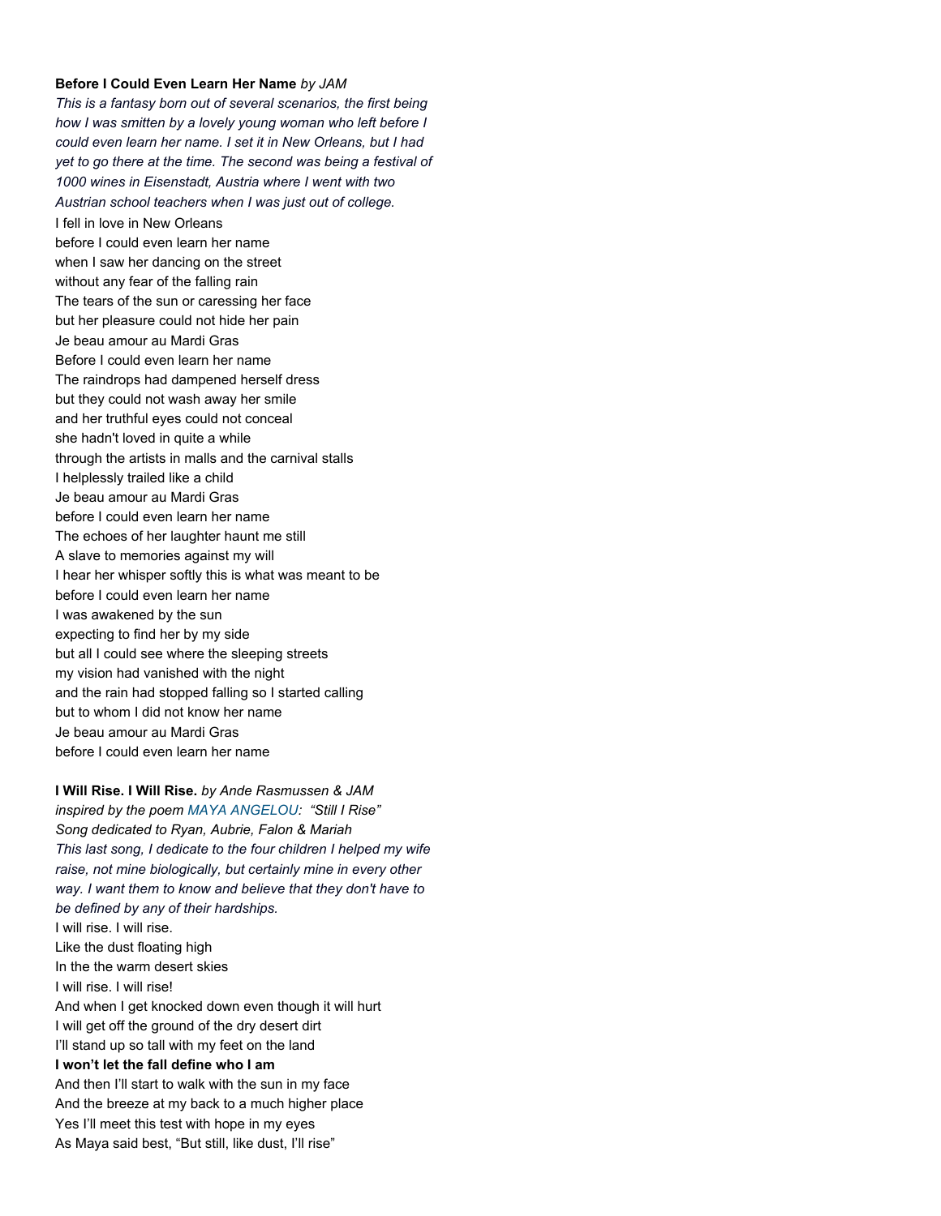**Before I Could Even Learn Her Name** *by JAM*

*This is a fantasy born out of several scenarios, the first being how I was smitten by a lovely young woman who left before I could even learn her name. I set it in New Orleans, but I had yet to go there at the time. The second was being a festival of 1000 wines in Eisenstadt, Austria where I went with two Austrian school teachers when I was just out of college.*

I fell in love in New Orleans
before I could even learn her name
when I saw her dancing on the street
without any fear of the falling rain
The tears of the sun or caressing her face
but her pleasure could not hide her pain
Je beau amour au Mardi Gras
Before I could even learn her name
The raindrops had dampened herself dress
but they could not wash away her smile
and her truthful eyes could not conceal
she hadn't loved in quite a while
through the artists in malls and the carnival stalls
I helplessly trailed like a child
Je beau amour au Mardi Gras
before I could even learn her name
The echoes of her laughter haunt me still
A slave to memories against my will
I hear her whisper softly this is what was meant to be
before I could even learn her name
I was awakened by the sun
expecting to find her by my side
but all I could see where the sleeping streets
my vision had vanished with the night
and the rain had stopped falling so I started calling
but to whom I did not know her name
Je beau amour au Mardi Gras
before I could even learn her name

**I Will Rise. I Will Rise.** *by Ande Rasmussen & JAM*

*inspired by the poem MAYA ANGELOU: "Still I Rise"*
*Song dedicated to Ryan, Aubrie, Falon & Mariah*
*This last song, I dedicate to the four children I helped my wife raise, not mine biologically, but certainly mine in every other way. I want them to know and believe that they don't have to be defined by any of their hardships.*

I will rise. I will rise.
Like the dust floating high
In the the warm desert skies
I will rise. I will rise!
And when I get knocked down even though it will hurt
I will get off the ground of the dry desert dirt
I'll stand up so tall with my feet on the land
**I won't let the fall define who I am**
And then I'll start to walk with the sun in my face
And the breeze at my back to a much higher place
Yes I'll meet this test with hope in my eyes
As Maya said best, "But still, like dust, I'll rise"